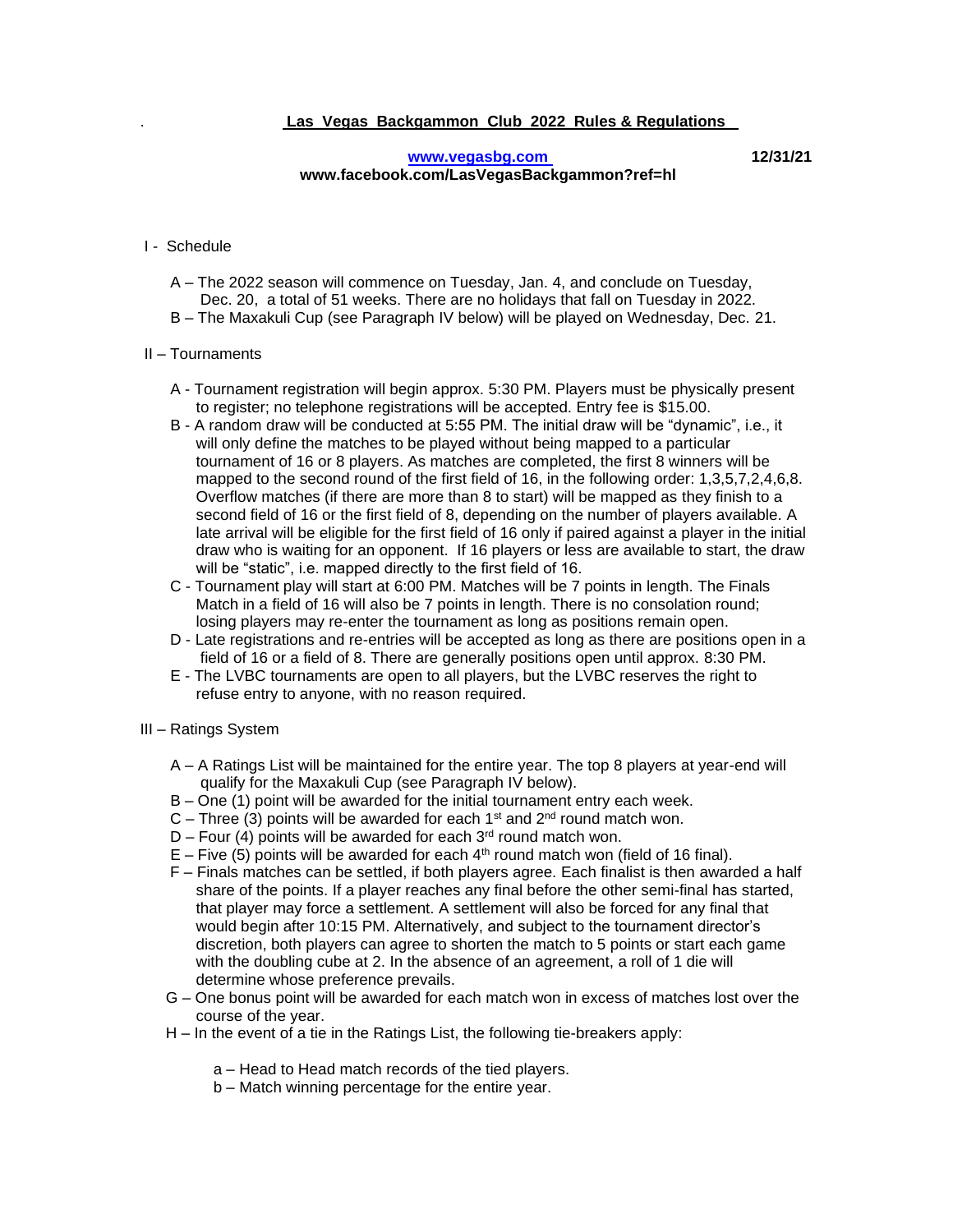# Las Vegas Backgammon Club 2022 Rules & Regulations

**www.vegasbg.com** **12/31/21**
**www.facebook.com/LasVegasBackgammon?ref=hl**

## I - Schedule

A – The 2022 season will commence on Tuesday, Jan. 4, and conclude on Tuesday, Dec. 20, a total of 51 weeks. There are no holidays that fall on Tuesday in 2022.
B – The Maxakuli Cup (see Paragraph IV below) will be played on Wednesday, Dec. 21.

## II – Tournaments

A - Tournament registration will begin approx. 5:30 PM. Players must be physically present to register; no telephone registrations will be accepted. Entry fee is $15.00.
B - A random draw will be conducted at 5:55 PM. The initial draw will be "dynamic", i.e., it will only define the matches to be played without being mapped to a particular tournament of 16 or 8 players. As matches are completed, the first 8 winners will be mapped to the second round of the first field of 16, in the following order: 1,3,5,7,2,4,6,8. Overflow matches (if there are more than 8 to start) will be mapped as they finish to a second field of 16 or the first field of 8, depending on the number of players available. A late arrival will be eligible for the first field of 16 only if paired against a player in the initial draw who is waiting for an opponent. If 16 players or less are available to start, the draw will be "static", i.e. mapped directly to the first field of 16.
C - Tournament play will start at 6:00 PM. Matches will be 7 points in length. The Finals Match in a field of 16 will also be 7 points in length. There is no consolation round; losing players may re-enter the tournament as long as positions remain open.
D - Late registrations and re-entries will be accepted as long as there are positions open in a field of 16 or a field of 8. There are generally positions open until approx. 8:30 PM.
E - The LVBC tournaments are open to all players, but the LVBC reserves the right to refuse entry to anyone, with no reason required.

## III – Ratings System

A – A Ratings List will be maintained for the entire year. The top 8 players at year-end will qualify for the Maxakuli Cup (see Paragraph IV below).
B – One (1) point will be awarded for the initial tournament entry each week.
C – Three (3) points will be awarded for each 1st and 2nd round match won.
D – Four (4) points will be awarded for each 3rd round match won.
E – Five (5) points will be awarded for each 4th round match won (field of 16 final).
F – Finals matches can be settled, if both players agree. Each finalist is then awarded a half share of the points. If a player reaches any final before the other semi-final has started, that player may force a settlement. A settlement will also be forced for any final that would begin after 10:15 PM. Alternatively, and subject to the tournament director's discretion, both players can agree to shorten the match to 5 points or start each game with the doubling cube at 2. In the absence of an agreement, a roll of 1 die will determine whose preference prevails.
G – One bonus point will be awarded for each match won in excess of matches lost over the course of the year.
H – In the event of a tie in the Ratings List, the following tie-breakers apply:

- a – Head to Head match records of the tied players.
- b – Match winning percentage for the entire year.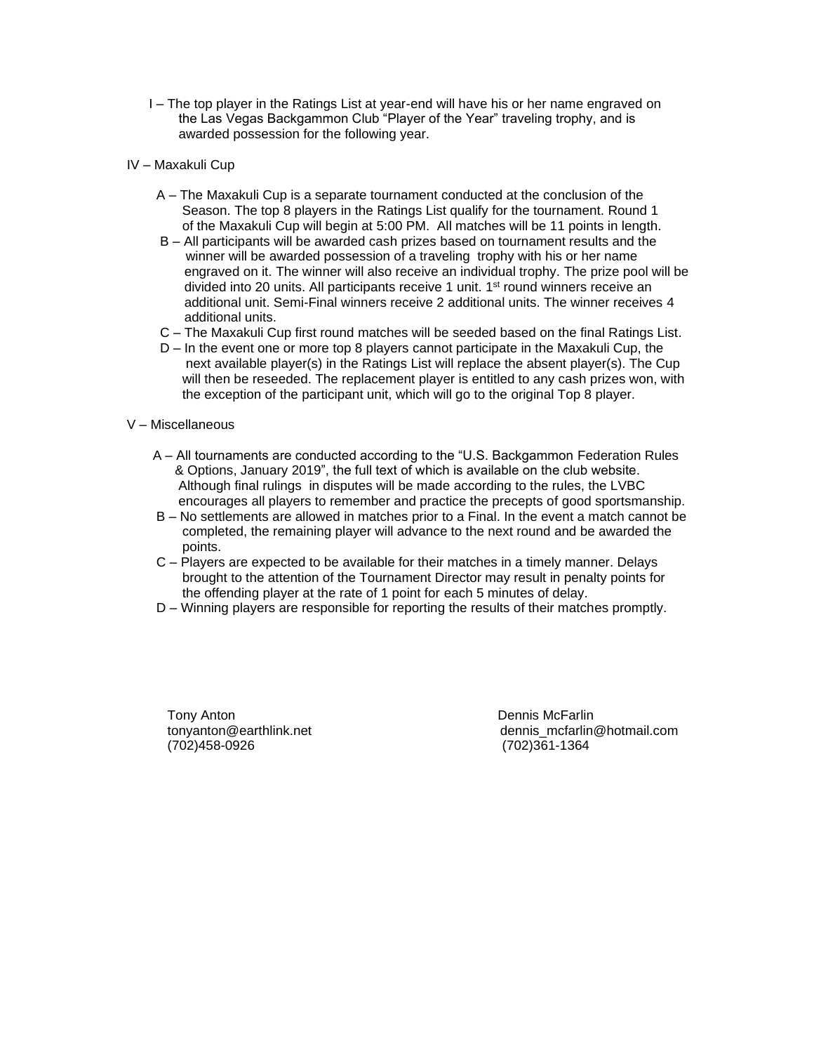I – The top player in the Ratings List at year-end will have his or her name engraved on the Las Vegas Backgammon Club "Player of the Year" traveling trophy, and is awarded possession for the following year.

IV – Maxakuli Cup

A – The Maxakuli Cup is a separate tournament conducted at the conclusion of the Season. The top 8 players in the Ratings List qualify for the tournament. Round 1 of the Maxakuli Cup will begin at 5:00 PM. All matches will be 11 points in length.

B – All participants will be awarded cash prizes based on tournament results and the winner will be awarded possession of a traveling trophy with his or her name engraved on it. The winner will also receive an individual trophy. The prize pool will be divided into 20 units. All participants receive 1 unit. 1st round winners receive an additional unit. Semi-Final winners receive 2 additional units. The winner receives 4 additional units.

C – The Maxakuli Cup first round matches will be seeded based on the final Ratings List.

D – In the event one or more top 8 players cannot participate in the Maxakuli Cup, the next available player(s) in the Ratings List will replace the absent player(s). The Cup will then be reseeded. The replacement player is entitled to any cash prizes won, with the exception of the participant unit, which will go to the original Top 8 player.

V – Miscellaneous

A – All tournaments are conducted according to the "U.S. Backgammon Federation Rules & Options, January 2019", the full text of which is available on the club website. Although final rulings in disputes will be made according to the rules, the LVBC encourages all players to remember and practice the precepts of good sportsmanship.

B – No settlements are allowed in matches prior to a Final. In the event a match cannot be completed, the remaining player will advance to the next round and be awarded the points.

C – Players are expected to be available for their matches in a timely manner. Delays brought to the attention of the Tournament Director may result in penalty points for the offending player at the rate of 1 point for each 5 minutes of delay.

D – Winning players are responsible for reporting the results of their matches promptly.

Tony Anton
tonyanton@earthlink.net
(702)458-0926

Dennis McFarlin
dennis_mcfarlin@hotmail.com
(702)361-1364